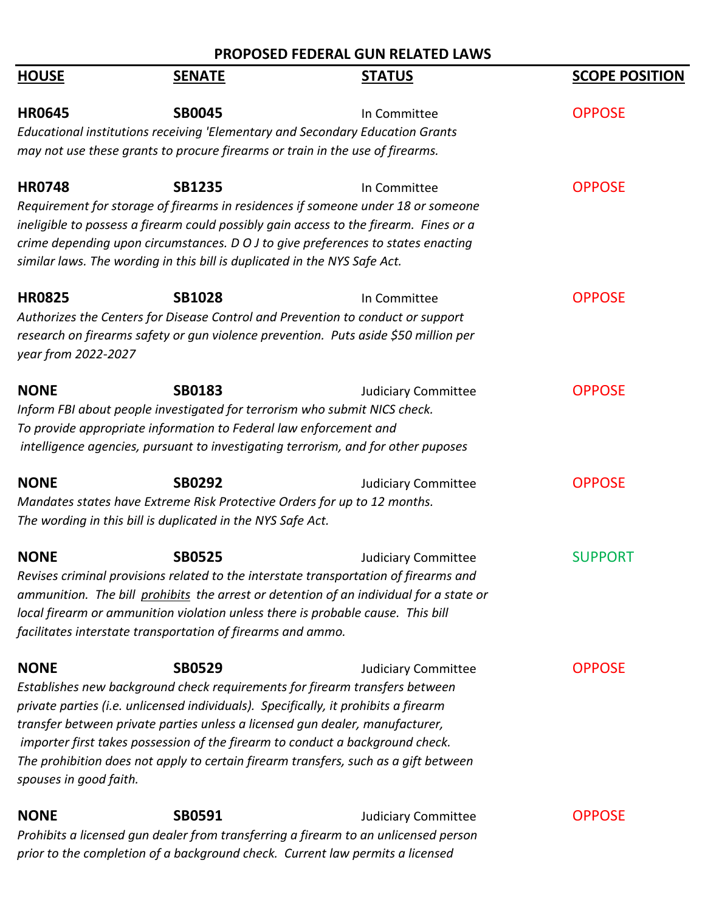# PROPOSED FEDERAL GUN RELATED LAWS

| HOUSE | SENATE | STATUS | SCOPE POSITION |
|---|---|---|---|
| **HR0645** | **SB0045** | In Committee | OPPOSE |

*Educational institutions receiving 'Elementary and Secondary Education Grants may not use these grants to procure firearms or train in the use of firearms.*

| HOUSE | SENATE | STATUS | SCOPE POSITION |
|---|---|---|---|
| **HR0748** | **SB1235** | In Committee | OPPOSE |

*Requirement for storage of firearms in residences if someone under 18 or someone ineligible to possess a firearm could possibly gain access to the firearm. Fines or a crime depending upon circumstances. D O J to give preferences to states enacting similar laws. The wording in this bill is duplicated in the NYS Safe Act.*

| HOUSE | SENATE | STATUS | SCOPE POSITION |
|---|---|---|---|
| **HR0825** | **SB1028** | In Committee | OPPOSE |

*Authorizes the Centers for Disease Control and Prevention to conduct or support research on firearms safety or gun violence prevention. Puts aside $50 million per year from 2022-2027*

| HOUSE | SENATE | STATUS | SCOPE POSITION |
|---|---|---|---|
| **NONE** | **SB0183** | Judiciary Committee | OPPOSE |

*Inform FBI about people investigated for terrorism who submit NICS check. To provide appropriate information to Federal law enforcement and intelligence agencies, pursuant to investigating terrorism, and for other puposes*

| HOUSE | SENATE | STATUS | SCOPE POSITION |
|---|---|---|---|
| **NONE** | **SB0292** | Judiciary Committee | OPPOSE |

*Mandates states have Extreme Risk Protective Orders for up to 12 months. The wording in this bill is duplicated in the NYS Safe Act.*

| HOUSE | SENATE | STATUS | SCOPE POSITION |
|---|---|---|---|
| **NONE** | **SB0525** | Judiciary Committee | SUPPORT |

*Revises criminal provisions related to the interstate transportation of firearms and ammunition. The bill prohibits the arrest or detention of an individual for a state or local firearm or ammunition violation unless there is probable cause. This bill facilitates interstate transportation of firearms and ammo.*

| HOUSE | SENATE | STATUS | SCOPE POSITION |
|---|---|---|---|
| **NONE** | **SB0529** | Judiciary Committee | OPPOSE |

*Establishes new background check requirements for firearm transfers between private parties (i.e. unlicensed individuals). Specifically, it prohibits a firearm transfer between private parties unless a licensed gun dealer, manufacturer, importer first takes possession of the firearm to conduct a background check. The prohibition does not apply to certain firearm transfers, such as a gift between spouses in good faith.*

| HOUSE | SENATE | STATUS | SCOPE POSITION |
|---|---|---|---|
| **NONE** | **SB0591** | Judiciary Committee | OPPOSE |

*Prohibits a licensed gun dealer from transferring a firearm to an unlicensed person prior to the completion of a background check. Current law permits a licensed*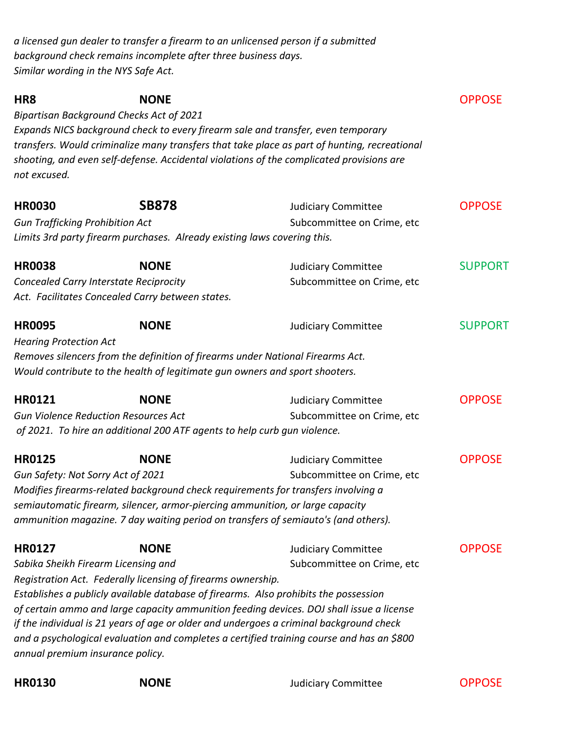*a licensed gun dealer to transfer a firearm to an unlicensed person if a submitted background check remains incomplete after three business days. Similar wording in the NYS Safe Act.*

**HR8** | **NONE** | | OPPOSE

*Bipartisan Background Checks Act of 2021*
*Expands NICS background check to every firearm sale and transfer, even temporary transfers. Would criminalize many transfers that take place as part of hunting, recreational shooting, and even self-defense. Accidental violations of the complicated provisions are not excused.*

**HR0030** | **SB878** | Judiciary Committee, Subcommittee on Crime, etc | OPPOSE

*Gun Trafficking Prohibition Act*
*Limits 3rd party firearm purchases. Already existing laws covering this.*

**HR0038** | **NONE** | Judiciary Committee, Subcommittee on Crime, etc | SUPPORT

*Concealed Carry Interstate Reciprocity Act. Facilitates Concealed Carry between states.*

**HR0095** | **NONE** | Judiciary Committee | SUPPORT

*Hearing Protection Act*
*Removes silencers from the definition of firearms under National Firearms Act. Would contribute to the health of legitimate gun owners and sport shooters.*

**HR0121** | **NONE** | Judiciary Committee, Subcommittee on Crime, etc | OPPOSE

*Gun Violence Reduction Resources Act of 2021. To hire an additional 200 ATF agents to help curb gun violence.*

**HR0125** | **NONE** | Judiciary Committee, Subcommittee on Crime, etc | OPPOSE

*Gun Safety: Not Sorry Act of 2021*
*Modifies firearms-related background check requirements for transfers involving a semiautomatic firearm, silencer, armor-piercing ammunition, or large capacity ammunition magazine. 7 day waiting period on transfers of semiauto's (and others).*

**HR0127** | **NONE** | Judiciary Committee, Subcommittee on Crime, etc | OPPOSE

*Sabika Sheikh Firearm Licensing and Registration Act. Federally licensing of firearms ownership. Establishes a publicly available database of firearms. Also prohibits the possession of certain ammo and large capacity ammunition feeding devices. DOJ shall issue a license if the individual is 21 years of age or older and undergoes a criminal background check and a psychological evaluation and completes a certified training course and has an $800 annual premium insurance policy.*

**HR0130** | **NONE** | Judiciary Committee | OPPOSE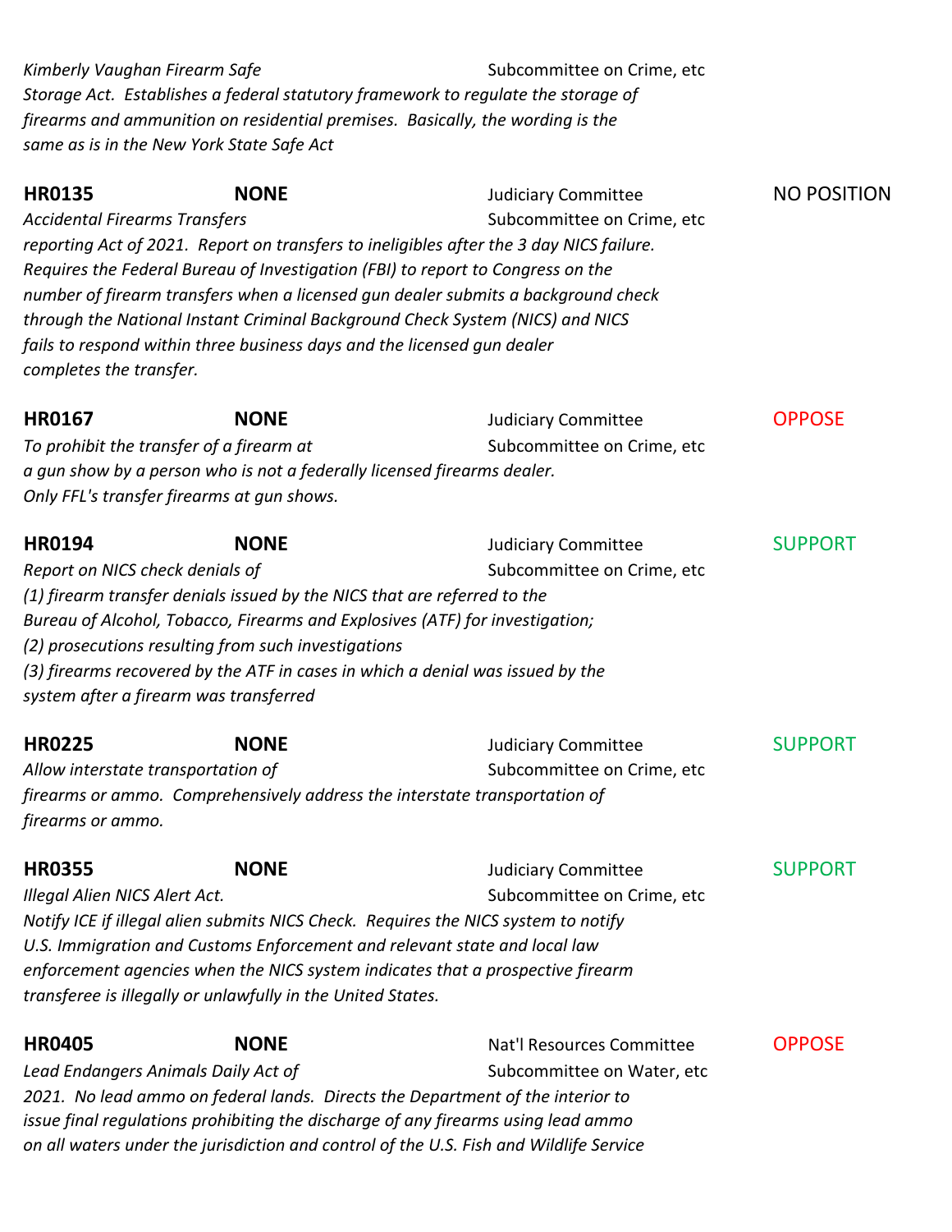*Kimberly Vaughan Firearm Safe* Subcommittee on Crime, etc
*Storage Act. Establishes a federal statutory framework to regulate the storage of firearms and ammunition on residential premises. Basically, the wording is the same as is in the New York State Safe Act*

**HR0135** **NONE** Judiciary Committee NO POSITION
*Accidental Firearms Transfers* Subcommittee on Crime, etc
*reporting Act of 2021. Report on transfers to ineligibles after the 3 day NICS failure. Requires the Federal Bureau of Investigation (FBI) to report to Congress on the number of firearm transfers when a licensed gun dealer submits a background check through the National Instant Criminal Background Check System (NICS) and NICS fails to respond within three business days and the licensed gun dealer completes the transfer.*

**HR0167** **NONE** Judiciary Committee OPPOSE
*To prohibit the transfer of a firearm at* Subcommittee on Crime, etc
*a gun show by a person who is not a federally licensed firearms dealer. Only FFL's transfer firearms at gun shows.*

**HR0194** **NONE** Judiciary Committee SUPPORT
*Report on NICS check denials of* Subcommittee on Crime, etc
*(1) firearm transfer denials issued by the NICS that are referred to the Bureau of Alcohol, Tobacco, Firearms and Explosives (ATF) for investigation;*
*(2) prosecutions resulting from such investigations*
*(3) firearms recovered by the ATF in cases in which a denial was issued by the system after a firearm was transferred*

**HR0225** **NONE** Judiciary Committee SUPPORT
*Allow interstate transportation of* Subcommittee on Crime, etc
*firearms or ammo. Comprehensively address the interstate transportation of firearms or ammo.*

**HR0355** **NONE** Judiciary Committee SUPPORT
*Illegal Alien NICS Alert Act.* Subcommittee on Crime, etc
*Notify ICE if illegal alien submits NICS Check. Requires the NICS system to notify U.S. Immigration and Customs Enforcement and relevant state and local law enforcement agencies when the NICS system indicates that a prospective firearm transferee is illegally or unlawfully in the United States.*

**HR0405** **NONE** Nat'l Resources Committee OPPOSE
*Lead Endangers Animals Daily Act of* Subcommittee on Water, etc
*2021. No lead ammo on federal lands. Directs the Department of the interior to issue final regulations prohibiting the discharge of any firearms using lead ammo on all waters under the jurisdiction and control of the U.S. Fish and Wildlife Service*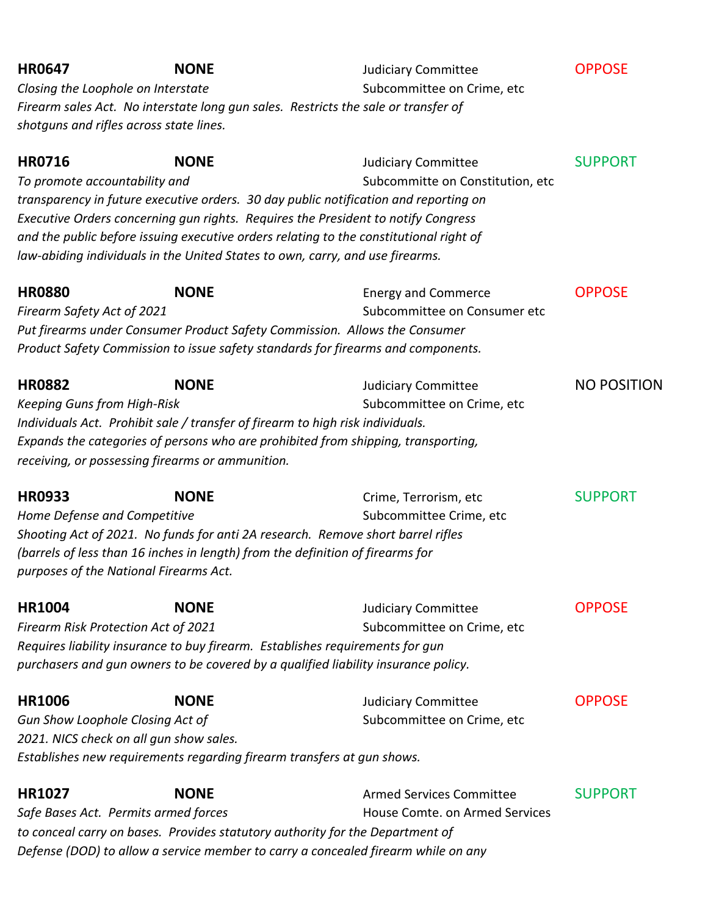**HR0647** **NONE** Judiciary Committee OPPOSE
*Closing the Loophole on Interstate* Subcommittee on Crime, etc
*Firearm sales Act. No interstate long gun sales. Restricts the sale or transfer of shotguns and rifles across state lines.*

**HR0716** **NONE** Judiciary Committee SUPPORT
*To promote accountability and* Subcommitte on Constitution, etc
*transparency in future executive orders. 30 day public notification and reporting on Executive Orders concerning gun rights. Requires the President to notify Congress and the public before issuing executive orders relating to the constitutional right of law-abiding individuals in the United States to own, carry, and use firearms.*

**HR0880** **NONE** Energy and Commerce OPPOSE
*Firearm Safety Act of 2021* Subcommittee on Consumer etc
*Put firearms under Consumer Product Safety Commission. Allows the Consumer Product Safety Commission to issue safety standards for firearms and components.*

**HR0882** **NONE** Judiciary Committee NO POSITION
*Keeping Guns from High-Risk* Subcommittee on Crime, etc
*Individuals Act. Prohibit sale / transfer of firearm to high risk individuals. Expands the categories of persons who are prohibited from shipping, transporting, receiving, or possessing firearms or ammunition.*

**HR0933** **NONE** Crime, Terrorism, etc SUPPORT
*Home Defense and Competitive* Subcommittee Crime, etc
*Shooting Act of 2021. No funds for anti 2A research. Remove short barrel rifles (barrels of less than 16 inches in length) from the definition of firearms for purposes of the National Firearms Act.*

**HR1004** **NONE** Judiciary Committee OPPOSE
*Firearm Risk Protection Act of 2021* Subcommittee on Crime, etc
*Requires liability insurance to buy firearm. Establishes requirements for gun purchasers and gun owners to be covered by a qualified liability insurance policy.*

**HR1006** **NONE** Judiciary Committee OPPOSE
*Gun Show Loophole Closing Act of* Subcommittee on Crime, etc
*2021. NICS check on all gun show sales. Establishes new requirements regarding firearm transfers at gun shows.*

**HR1027** **NONE** Armed Services Committee SUPPORT
*Safe Bases Act. Permits armed forces* House Comte. on Armed Services
*to conceal carry on bases. Provides statutory authority for the Department of Defense (DOD) to allow a service member to carry a concealed firearm while on any*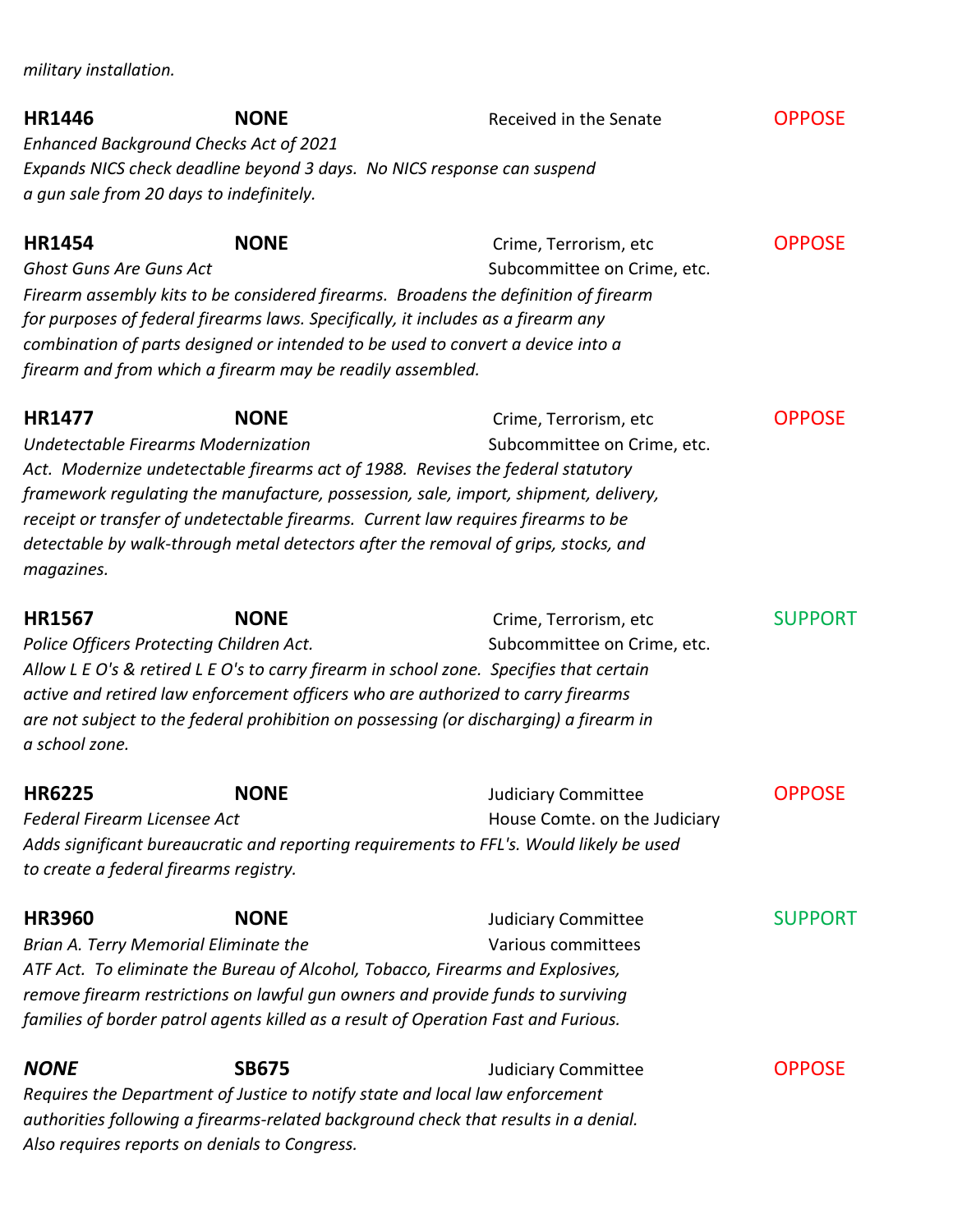*military installation.*

| | | | |
|---|---|---|---|
| **HR1446** | **NONE** | Received in the Senate | OPPOSE |

*Enhanced Background Checks Act of 2021*
*Expands NICS check deadline beyond 3 days. No NICS response can suspend a gun sale from 20 days to indefinitely.*

| | | | |
|---|---|---|---|
| **HR1454** | **NONE** | Crime, Terrorism, etc Subcommittee on Crime, etc. | OPPOSE |

*Ghost Guns Are Guns Act*
*Firearm assembly kits to be considered firearms. Broadens the definition of firearm for purposes of federal firearms laws. Specifically, it includes as a firearm any combination of parts designed or intended to be used to convert a device into a firearm and from which a firearm may be readily assembled.*

| | | | |
|---|---|---|---|
| **HR1477** | **NONE** | Crime, Terrorism, etc Subcommittee on Crime, etc. | OPPOSE |

*Undetectable Firearms Modernization Act. Modernize undetectable firearms act of 1988. Revises the federal statutory framework regulating the manufacture, possession, sale, import, shipment, delivery, receipt or transfer of undetectable firearms. Current law requires firearms to be detectable by walk-through metal detectors after the removal of grips, stocks, and magazines.*

| | | | |
|---|---|---|---|
| **HR1567** | **NONE** | Crime, Terrorism, etc Subcommittee on Crime, etc. | SUPPORT |

*Police Officers Protecting Children Act.*
*Allow L E O's & retired L E O's to carry firearm in school zone. Specifies that certain active and retired law enforcement officers who are authorized to carry firearms are not subject to the federal prohibition on possessing (or discharging) a firearm in a school zone.*

| | | | |
|---|---|---|---|
| **HR6225** | **NONE** | Judiciary Committee House Comte. on the Judiciary | OPPOSE |

*Federal Firearm Licensee Act*
*Adds significant bureaucratic and reporting requirements to FFL's. Would likely be used to create a federal firearms registry.*

| | | | |
|---|---|---|---|
| **HR3960** | **NONE** | Judiciary Committee Various committees | SUPPORT |

*Brian A. Terry Memorial Eliminate the ATF Act. To eliminate the Bureau of Alcohol, Tobacco, Firearms and Explosives, remove firearm restrictions on lawful gun owners and provide funds to surviving families of border patrol agents killed as a result of Operation Fast and Furious.*

| | | | |
|---|---|---|---|
| ***NONE*** | **SB675** | Judiciary Committee | OPPOSE |

*Requires the Department of Justice to notify state and local law enforcement authorities following a firearms-related background check that results in a denial. Also requires reports on denials to Congress.*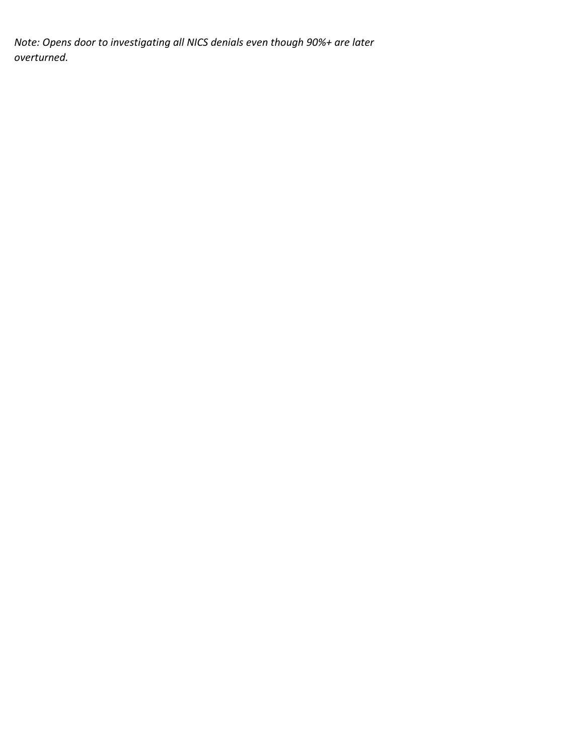*Note: Opens door to investigating all NICS denials even though 90%+ are later overturned.*